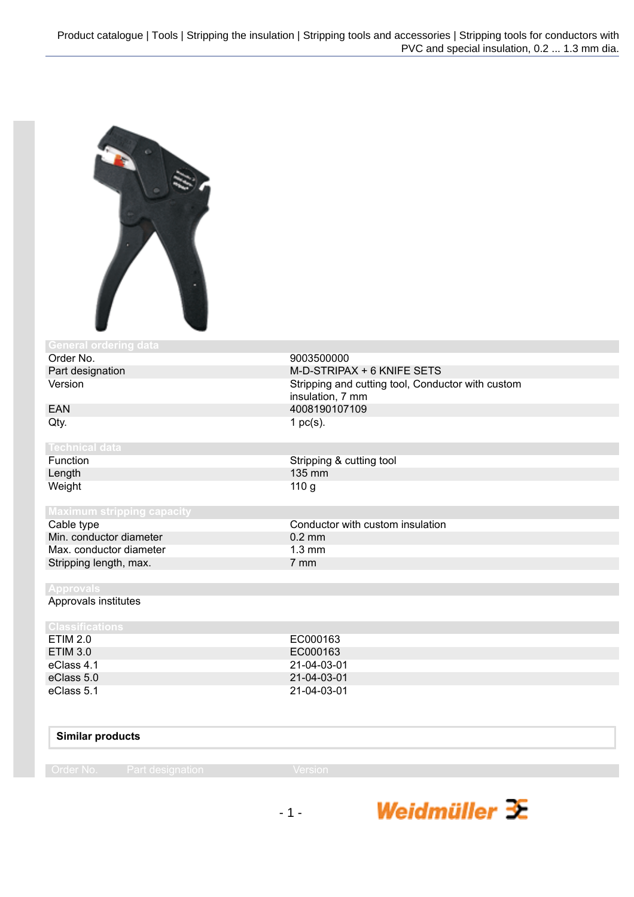Product catalogue | Tools | Stripping the insulation | Stripping tools and accessories | Stripping tools for conductors with PVC and special insulation, 0.2 ... 1.3 mm dia.

| General ordering data | |
|---|---|
| Order No. | 9003500000 |
| Part designation | M-D-STRIPAX + 6 KNIFE SETS |
| Version | Stripping and cutting tool, Conductor with custom insulation, 7 mm |
| EAN | 4008190107109 |
| Qty. | 1 pc(s). |

| Technical data | |
|---|---|
| Function | Stripping & cutting tool |
| Length | 135 mm |
| Weight | 110 g |

| Maximum stripping capacity | |
|---|---|
| Cable type | Conductor with custom insulation |
| Min. conductor diameter | 0.2 mm |
| Max. conductor diameter | 1.3 mm |
| Stripping length, max. | 7 mm |

| Approvals | |
|---|---|
| Approvals institutes | |

| Classifications | |
|---|---|
| ETIM 2.0 | EC000163 |
| ETIM 3.0 | EC000163 |
| eClass 4.1 | 21-04-03-01 |
| eClass 5.0 | 21-04-03-01 |
| eClass 5.1 | 21-04-03-01 |

**Similar products**

| Order No. | Part designation | Version |
|---|---|---|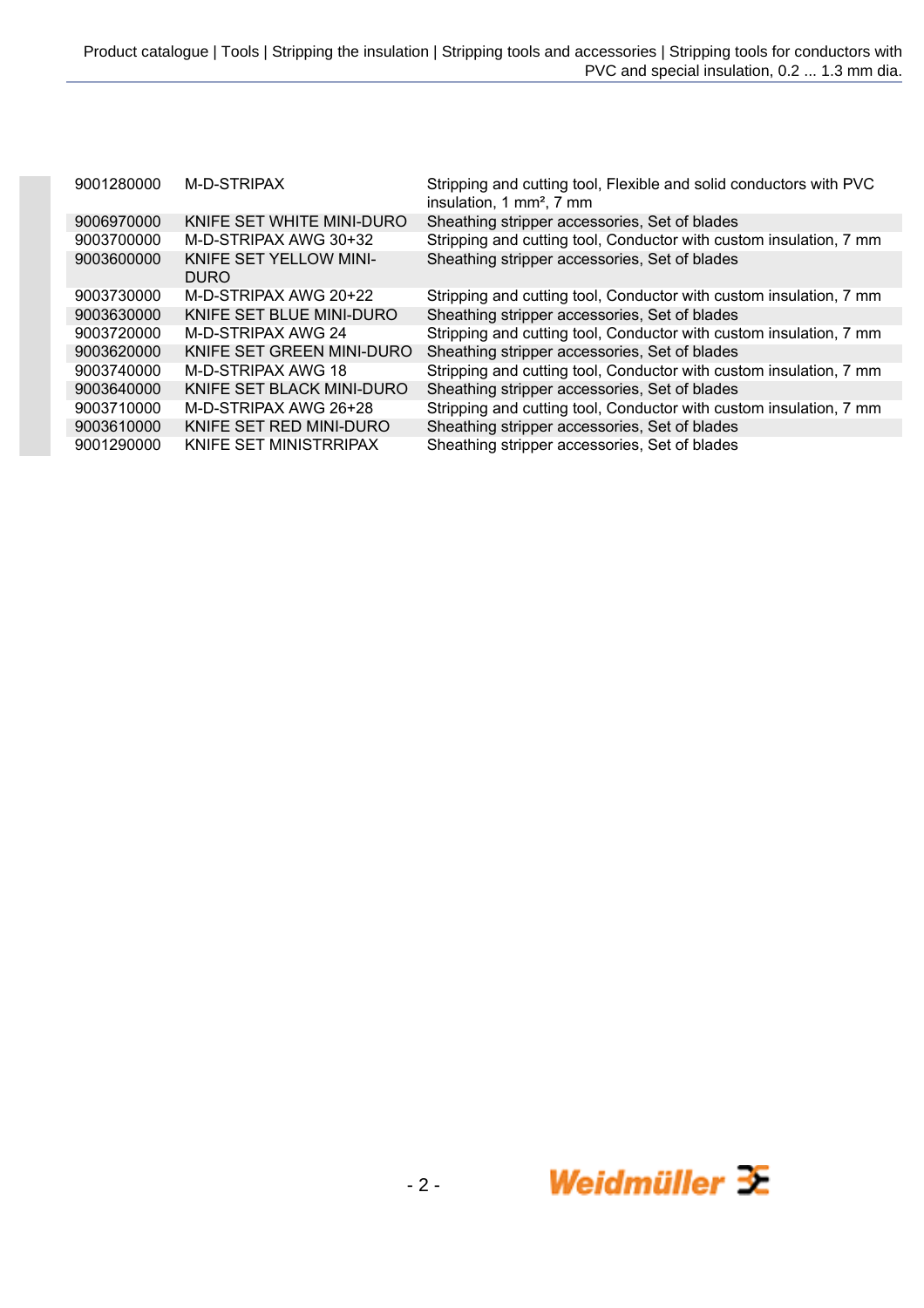| | | |
|---|---|---|
| 9001280000 | M-D-STRIPAX | Stripping and cutting tool, Flexible and solid conductors with PVC insulation, 1 mm², 7 mm |
| 9006970000 | KNIFE SET WHITE MINI-DURO | Sheathing stripper accessories, Set of blades |
| 9003700000 | M-D-STRIPAX AWG 30+32 | Stripping and cutting tool, Conductor with custom insulation, 7 mm |
| 9003600000 | KNIFE SET YELLOW MINI-DURO | Sheathing stripper accessories, Set of blades |
| 9003730000 | M-D-STRIPAX AWG 20+22 | Stripping and cutting tool, Conductor with custom insulation, 7 mm |
| 9003630000 | KNIFE SET BLUE MINI-DURO | Sheathing stripper accessories, Set of blades |
| 9003720000 | M-D-STRIPAX AWG 24 | Stripping and cutting tool, Conductor with custom insulation, 7 mm |
| 9003620000 | KNIFE SET GREEN MINI-DURO | Sheathing stripper accessories, Set of blades |
| 9003740000 | M-D-STRIPAX AWG 18 | Stripping and cutting tool, Conductor with custom insulation, 7 mm |
| 9003640000 | KNIFE SET BLACK MINI-DURO | Sheathing stripper accessories, Set of blades |
| 9003710000 | M-D-STRIPAX AWG 26+28 | Stripping and cutting tool, Conductor with custom insulation, 7 mm |
| 9003610000 | KNIFE SET RED MINI-DURO | Sheathing stripper accessories, Set of blades |
| 9001290000 | KNIFE SET MINISTRRIPAX | Sheathing stripper accessories, Set of blades |